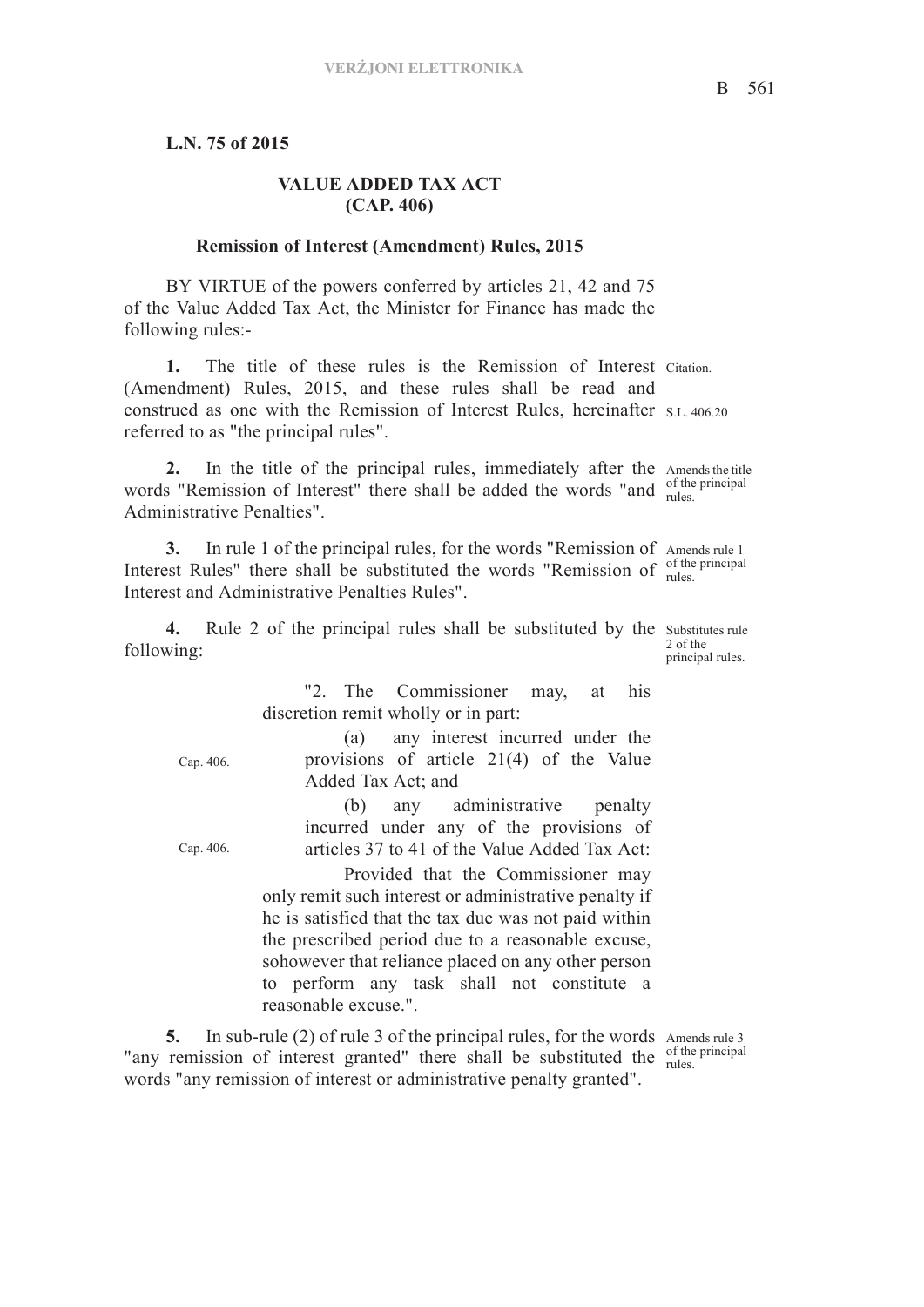**L.N. 75 of 2015**

**VALUE ADDED TAX ACT**
**(CAP. 406)**

**Remission of Interest (Amendment) Rules, 2015**

BY VIRTUE of the powers conferred by articles 21, 42 and 75 of the Value Added Tax Act, the Minister for Finance has made the following rules:-

Citation. S.L. 406.20

**1.** The title of these rules is the Remission of Interest (Amendment) Rules, 2015, and these rules shall be read and construed as one with the Remission of Interest Rules, hereinafter referred to as "the principal rules".

Amends the title of the principal rules.

**2.** In the title of the principal rules, immediately after the words "Remission of Interest" there shall be added the words "and Administrative Penalties".

Amends rule 1 of the principal rules.

**3.** In rule 1 of the principal rules, for the words "Remission of Interest Rules" there shall be substituted the words "Remission of Interest and Administrative Penalties Rules".

Substitutes rule 2 of the principal rules.

**4.** Rule 2 of the principal rules shall be substituted by the following:

> "2. The Commissioner may, at his discretion remit wholly or in part:
>
> Cap. 406.
>
> (a) any interest incurred under the provisions of article 21(4) of the Value Added Tax Act; and
>
> Cap. 406.
>
> (b) any administrative penalty incurred under any of the provisions of articles 37 to 41 of the Value Added Tax Act:
>
> Provided that the Commissioner may only remit such interest or administrative penalty if he is satisfied that the tax due was not paid within the prescribed period due to a reasonable excuse, sohowever that reliance placed on any other person to perform any task shall not constitute a reasonable excuse.".

Amends rule 3 of the principal rules.

**5.** In sub-rule (2) of rule 3 of the principal rules, for the words "any remission of interest granted" there shall be substituted the words "any remission of interest or administrative penalty granted".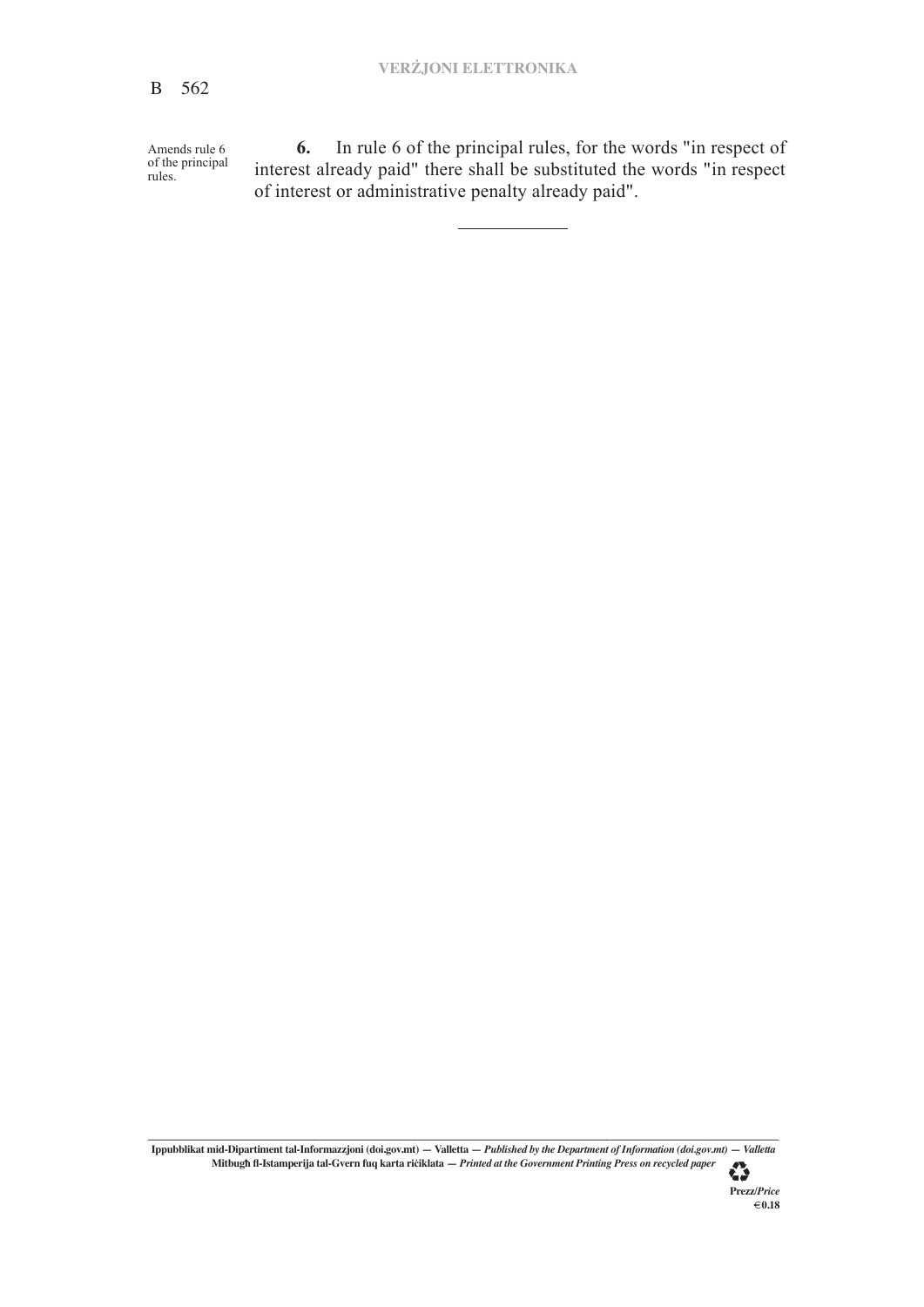Amends rule 6 of the principal rules.

**6.** In rule 6 of the principal rules, for the words "in respect of interest already paid" there shall be substituted the words "in respect of interest or administrative penalty already paid".

---

Ippubblikat mid-Dipartiment tal-Informazzjoni (doi.gov.mt) — Valletta — *Published by the Department of Information (doi.gov.mt) — Valletta*
Mitbugħ fl-Istamperija tal-Gvern fuq karta riċiklata — *Printed at the Government Printing Press on recycled paper*

Prezz/*Price*
€0.18